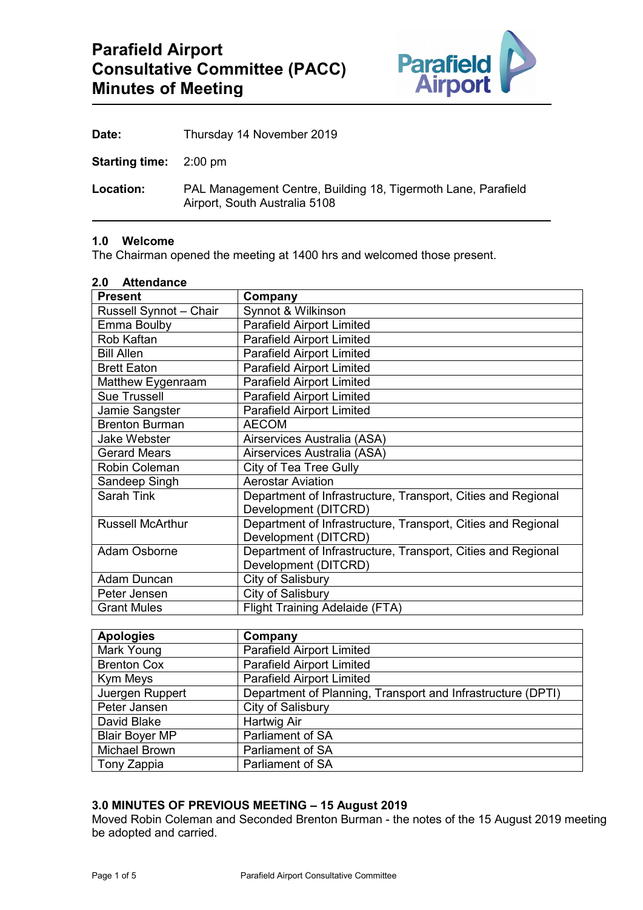# Parafield Airport Consultative Committee (PACC) Minutes of Meeting

| | |
|---|---|
| **Date:** | Thursday 14 November 2019 |
| **Starting time:** | 2:00 pm |
| **Location:** | PAL Management Centre, Building 18, Tigermoth Lane, Parafield Airport, South Australia 5108 |

### 1.0 Welcome

The Chairman opened the meeting at 1400 hrs and welcomed those present.

### 2.0 Attendance

| Present | Company |
|---|---|
| Russell Synnot – Chair | Synnot & Wilkinson |
| Emma Boulby | Parafield Airport Limited |
| Rob Kaftan | Parafield Airport Limited |
| Bill Allen | Parafield Airport Limited |
| Brett Eaton | Parafield Airport Limited |
| Matthew Eygenraam | Parafield Airport Limited |
| Sue Trussell | Parafield Airport Limited |
| Jamie Sangster | Parafield Airport Limited |
| Brenton Burman | AECOM |
| Jake Webster | Airservices Australia (ASA) |
| Gerard Mears | Airservices Australia (ASA) |
| Robin Coleman | City of Tea Tree Gully |
| Sandeep Singh | Aerostar Aviation |
| Sarah Tink | Department of Infrastructure, Transport, Cities and Regional Development (DITCRD) |
| Russell McArthur | Department of Infrastructure, Transport, Cities and Regional Development (DITCRD) |
| Adam Osborne | Department of Infrastructure, Transport, Cities and Regional Development (DITCRD) |
| Adam Duncan | City of Salisbury |
| Peter Jensen | City of Salisbury |
| Grant Mules | Flight Training Adelaide (FTA) |

| Apologies | Company |
|---|---|
| Mark Young | Parafield Airport Limited |
| Brenton Cox | Parafield Airport Limited |
| Kym Meys | Parafield Airport Limited |
| Juergen Ruppert | Department of Planning, Transport and Infrastructure (DPTI) |
| Peter Jansen | City of Salisbury |
| David Blake | Hartwig Air |
| Blair Boyer MP | Parliament of SA |
| Michael Brown | Parliament of SA |
| Tony Zappia | Parliament of SA |

### 3.0 MINUTES OF PREVIOUS MEETING – 15 August 2019

Moved Robin Coleman and Seconded Brenton Burman - the notes of the 15 August 2019 meeting be adopted and carried.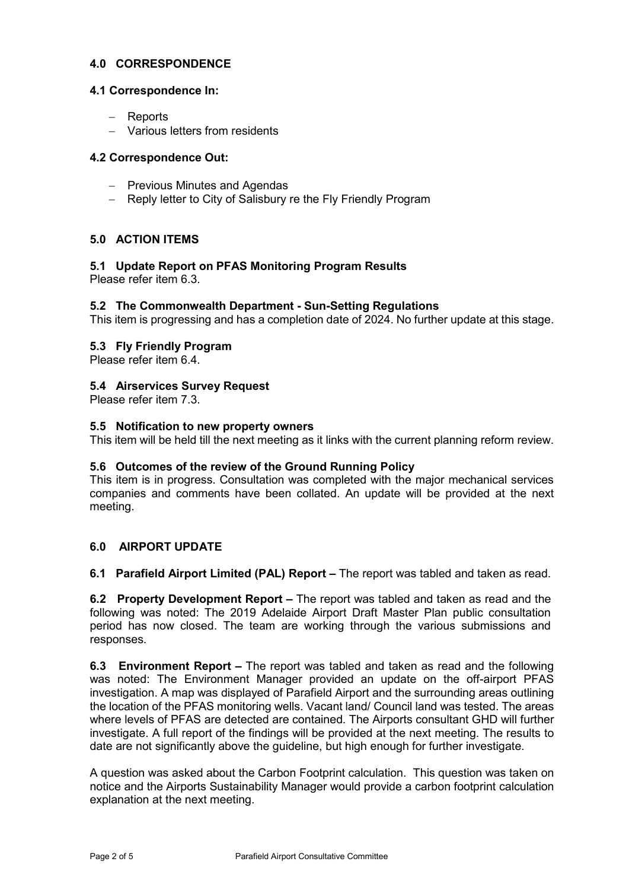## 4.0 CORRESPONDENCE

### 4.1 Correspondence In:

- Reports
- Various letters from residents

### 4.2 Correspondence Out:

- Previous Minutes and Agendas
- Reply letter to City of Salisbury re the Fly Friendly Program

## 5.0 ACTION ITEMS

### 5.1 Update Report on PFAS Monitoring Program Results

Please refer item 6.3.

### 5.2 The Commonwealth Department - Sun-Setting Regulations

This item is progressing and has a completion date of 2024. No further update at this stage.

### 5.3 Fly Friendly Program

Please refer item 6.4.

### 5.4 Airservices Survey Request

Please refer item 7.3.

### 5.5 Notification to new property owners

This item will be held till the next meeting as it links with the current planning reform review.

### 5.6 Outcomes of the review of the Ground Running Policy

This item is in progress. Consultation was completed with the major mechanical services companies and comments have been collated. An update will be provided at the next meeting.

## 6.0 AIRPORT UPDATE

**6.1 Parafield Airport Limited (PAL) Report –** The report was tabled and taken as read.

**6.2 Property Development Report –** The report was tabled and taken as read and the following was noted: The 2019 Adelaide Airport Draft Master Plan public consultation period has now closed. The team are working through the various submissions and responses.

**6.3 Environment Report –** The report was tabled and taken as read and the following was noted: The Environment Manager provided an update on the off-airport PFAS investigation. A map was displayed of Parafield Airport and the surrounding areas outlining the location of the PFAS monitoring wells. Vacant land/ Council land was tested. The areas where levels of PFAS are detected are contained. The Airports consultant GHD will further investigate. A full report of the findings will be provided at the next meeting. The results to date are not significantly above the guideline, but high enough for further investigate.

A question was asked about the Carbon Footprint calculation. This question was taken on notice and the Airports Sustainability Manager would provide a carbon footprint calculation explanation at the next meeting.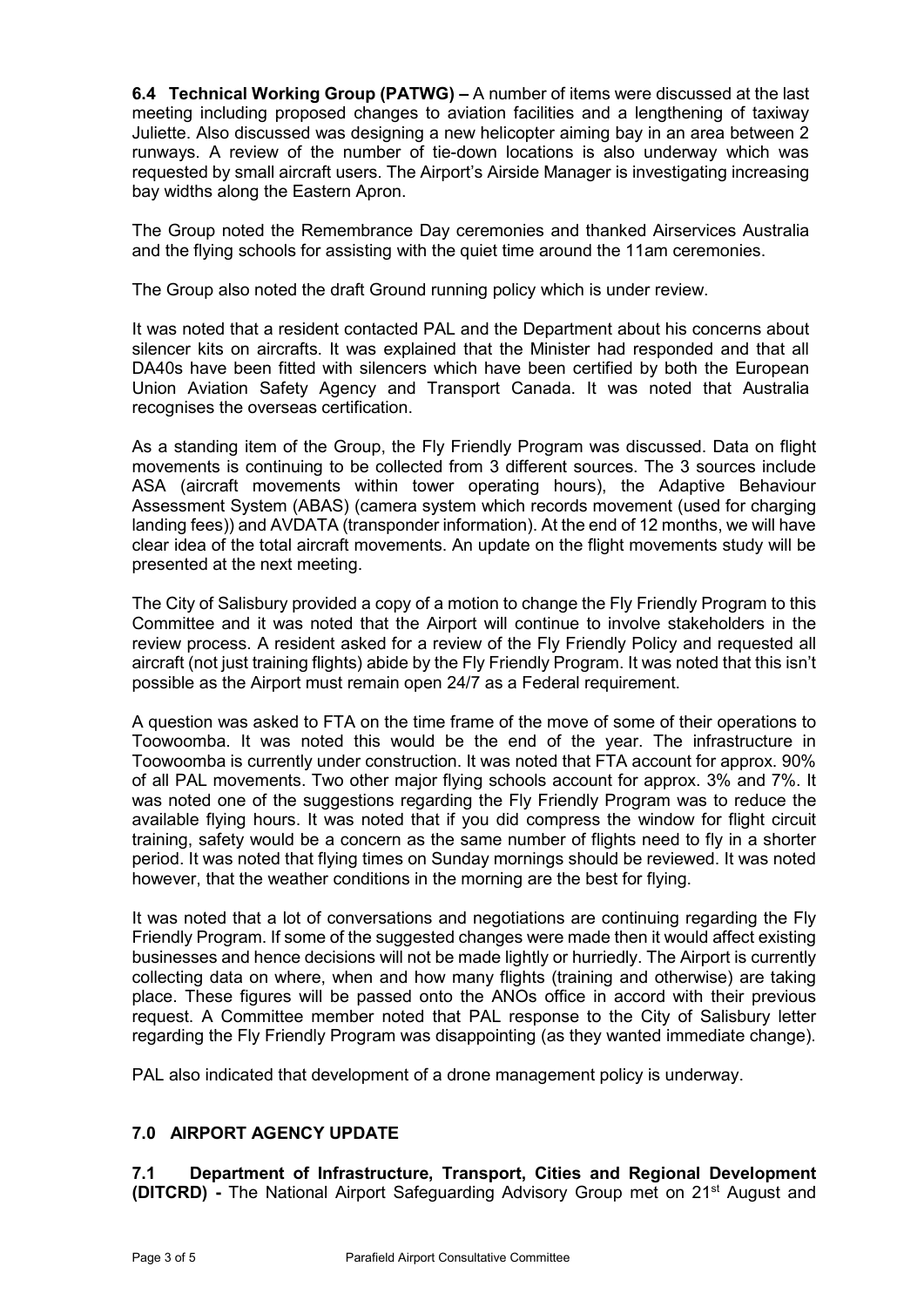**6.4 Technical Working Group (PATWG) –** A number of items were discussed at the last meeting including proposed changes to aviation facilities and a lengthening of taxiway Juliette. Also discussed was designing a new helicopter aiming bay in an area between 2 runways. A review of the number of tie-down locations is also underway which was requested by small aircraft users. The Airport's Airside Manager is investigating increasing bay widths along the Eastern Apron.

The Group noted the Remembrance Day ceremonies and thanked Airservices Australia and the flying schools for assisting with the quiet time around the 11am ceremonies.

The Group also noted the draft Ground running policy which is under review.

It was noted that a resident contacted PAL and the Department about his concerns about silencer kits on aircrafts. It was explained that the Minister had responded and that all DA40s have been fitted with silencers which have been certified by both the European Union Aviation Safety Agency and Transport Canada. It was noted that Australia recognises the overseas certification.

As a standing item of the Group, the Fly Friendly Program was discussed. Data on flight movements is continuing to be collected from 3 different sources. The 3 sources include ASA (aircraft movements within tower operating hours), the Adaptive Behaviour Assessment System (ABAS) (camera system which records movement (used for charging landing fees)) and AVDATA (transponder information). At the end of 12 months, we will have clear idea of the total aircraft movements. An update on the flight movements study will be presented at the next meeting.

The City of Salisbury provided a copy of a motion to change the Fly Friendly Program to this Committee and it was noted that the Airport will continue to involve stakeholders in the review process. A resident asked for a review of the Fly Friendly Policy and requested all aircraft (not just training flights) abide by the Fly Friendly Program. It was noted that this isn't possible as the Airport must remain open 24/7 as a Federal requirement.

A question was asked to FTA on the time frame of the move of some of their operations to Toowoomba. It was noted this would be the end of the year. The infrastructure in Toowoomba is currently under construction. It was noted that FTA account for approx. 90% of all PAL movements. Two other major flying schools account for approx. 3% and 7%. It was noted one of the suggestions regarding the Fly Friendly Program was to reduce the available flying hours. It was noted that if you did compress the window for flight circuit training, safety would be a concern as the same number of flights need to fly in a shorter period. It was noted that flying times on Sunday mornings should be reviewed. It was noted however, that the weather conditions in the morning are the best for flying.

It was noted that a lot of conversations and negotiations are continuing regarding the Fly Friendly Program. If some of the suggested changes were made then it would affect existing businesses and hence decisions will not be made lightly or hurriedly. The Airport is currently collecting data on where, when and how many flights (training and otherwise) are taking place. These figures will be passed onto the ANOs office in accord with their previous request. A Committee member noted that PAL response to the City of Salisbury letter regarding the Fly Friendly Program was disappointing (as they wanted immediate change).

PAL also indicated that development of a drone management policy is underway.

## 7.0 AIRPORT AGENCY UPDATE

**7.1 Department of Infrastructure, Transport, Cities and Regional Development (DITCRD) -** The National Airport Safeguarding Advisory Group met on 21st August and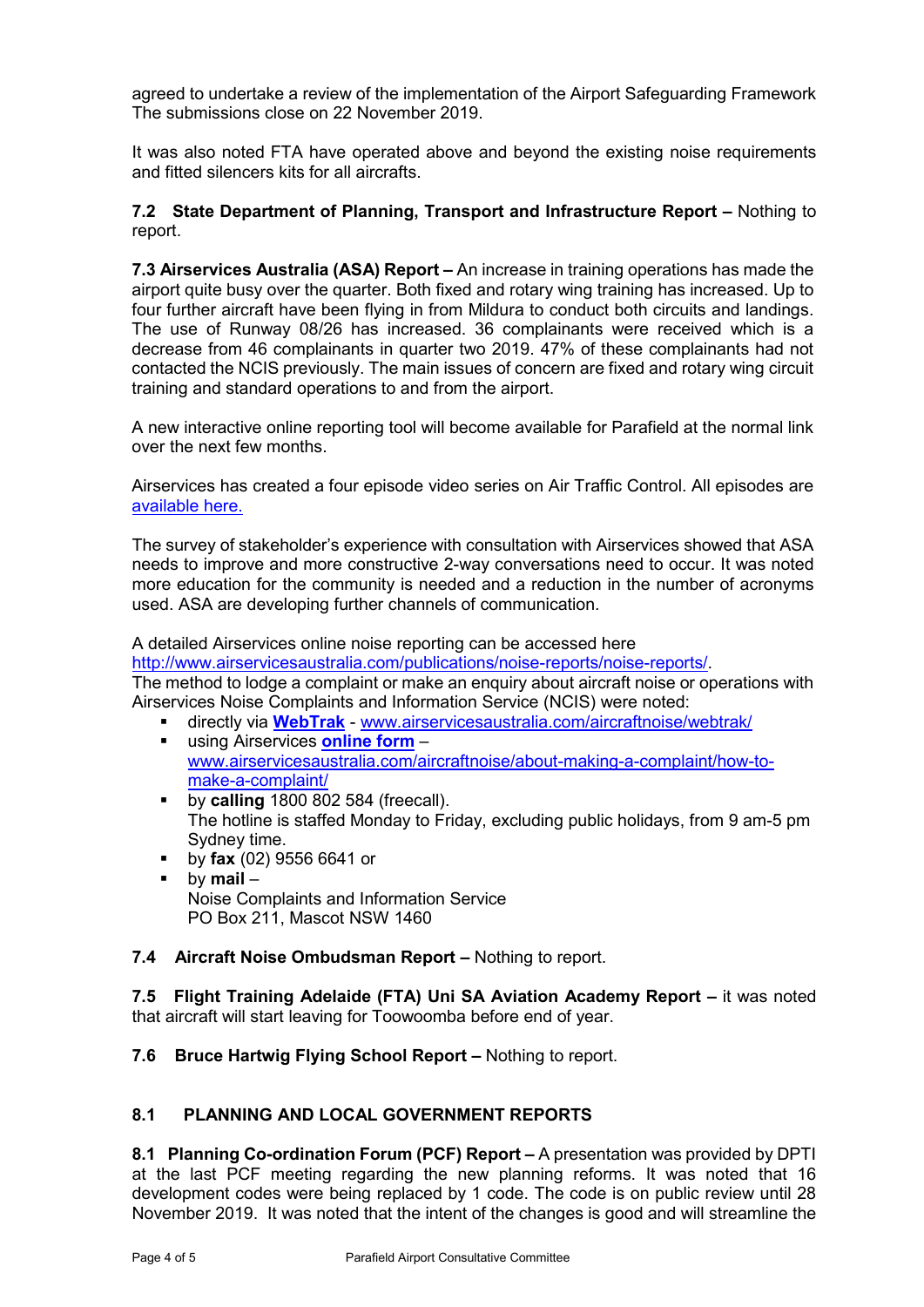agreed to undertake a review of the implementation of the Airport Safeguarding Framework The submissions close on 22 November 2019.

It was also noted FTA have operated above and beyond the existing noise requirements and fitted silencers kits for all aircrafts.

**7.2 State Department of Planning, Transport and Infrastructure Report –** Nothing to report.

**7.3 Airservices Australia (ASA) Report –** An increase in training operations has made the airport quite busy over the quarter. Both fixed and rotary wing training has increased. Up to four further aircraft have been flying in from Mildura to conduct both circuits and landings. The use of Runway 08/26 has increased. 36 complainants were received which is a decrease from 46 complainants in quarter two 2019. 47% of these complainants had not contacted the NCIS previously. The main issues of concern are fixed and rotary wing circuit training and standard operations to and from the airport.

A new interactive online reporting tool will become available for Parafield at the normal link over the next few months.

Airservices has created a four episode video series on Air Traffic Control. All episodes are [available here.]()

The survey of stakeholder's experience with consultation with Airservices showed that ASA needs to improve and more constructive 2-way conversations need to occur. It was noted more education for the community is needed and a reduction in the number of acronyms used. ASA are developing further channels of communication.

A detailed Airservices online noise reporting can be accessed here [http://www.airservicesaustralia.com/publications/noise-reports/noise-reports/](http://www.airservicesaustralia.com/publications/noise-reports/noise-reports/).
The method to lodge a complaint or make an enquiry about aircraft noise or operations with Airservices Noise Complaints and Information Service (NCIS) were noted:

- directly via **WebTrak** - [www.airservicesaustralia.com/aircraftnoise/webtrak/](http://www.airservicesaustralia.com/aircraftnoise/webtrak/)
- using Airservices **online form** – [www.airservicesaustralia.com/aircraftnoise/about-making-a-complaint/how-to-make-a-complaint/](http://www.airservicesaustralia.com/aircraftnoise/about-making-a-complaint/how-to-make-a-complaint/)
- by **calling** 1800 802 584 (freecall).
  The hotline is staffed Monday to Friday, excluding public holidays, from 9 am-5 pm Sydney time.
- by **fax** (02) 9556 6641 or
- by **mail** –
  Noise Complaints and Information Service
  PO Box 211, Mascot NSW 1460

**7.4 Aircraft Noise Ombudsman Report –** Nothing to report.

**7.5 Flight Training Adelaide (FTA) Uni SA Aviation Academy Report –** it was noted that aircraft will start leaving for Toowoomba before end of year.

**7.6 Bruce Hartwig Flying School Report –** Nothing to report.

## 8.1 PLANNING AND LOCAL GOVERNMENT REPORTS

**8.1 Planning Co-ordination Forum (PCF) Report –** A presentation was provided by DPTI at the last PCF meeting regarding the new planning reforms. It was noted that 16 development codes were being replaced by 1 code. The code is on public review until 28 November 2019. It was noted that the intent of the changes is good and will streamline the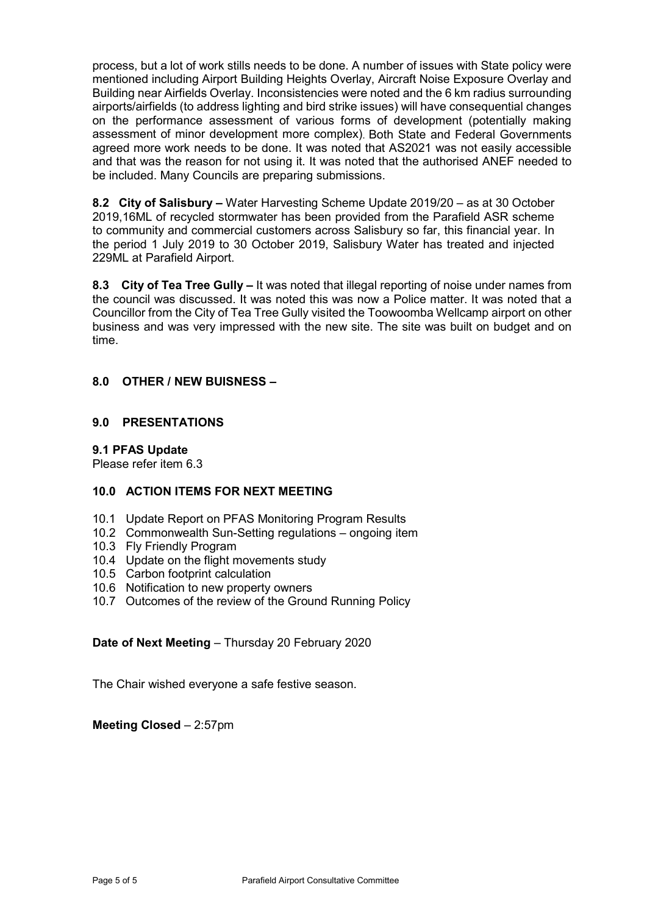process, but a lot of work stills needs to be done. A number of issues with State policy were mentioned including Airport Building Heights Overlay, Aircraft Noise Exposure Overlay and Building near Airfields Overlay. Inconsistencies were noted and the 6 km radius surrounding airports/airfields (to address lighting and bird strike issues) will have consequential changes on the performance assessment of various forms of development (potentially making assessment of minor development more complex). Both State and Federal Governments agreed more work needs to be done. It was noted that AS2021 was not easily accessible and that was the reason for not using it. It was noted that the authorised ANEF needed to be included. Many Councils are preparing submissions.

**8.2 City of Salisbury –** Water Harvesting Scheme Update 2019/20 – as at 30 October 2019,16ML of recycled stormwater has been provided from the Parafield ASR scheme to community and commercial customers across Salisbury so far, this financial year. In the period 1 July 2019 to 30 October 2019, Salisbury Water has treated and injected 229ML at Parafield Airport.

**8.3 City of Tea Tree Gully –** It was noted that illegal reporting of noise under names from the council was discussed. It was noted this was now a Police matter. It was noted that a Councillor from the City of Tea Tree Gully visited the Toowoomba Wellcamp airport on other business and was very impressed with the new site. The site was built on budget and on time.

## 8.0 OTHER / NEW BUISNESS –

## 9.0 PRESENTATIONS

### 9.1 PFAS Update

Please refer item 6.3

## 10.0 ACTION ITEMS FOR NEXT MEETING

- 10.1 Update Report on PFAS Monitoring Program Results
- 10.2 Commonwealth Sun-Setting regulations – ongoing item
- 10.3 Fly Friendly Program
- 10.4 Update on the flight movements study
- 10.5 Carbon footprint calculation
- 10.6 Notification to new property owners
- 10.7 Outcomes of the review of the Ground Running Policy

**Date of Next Meeting** – Thursday 20 February 2020

The Chair wished everyone a safe festive season.

**Meeting Closed** – 2:57pm